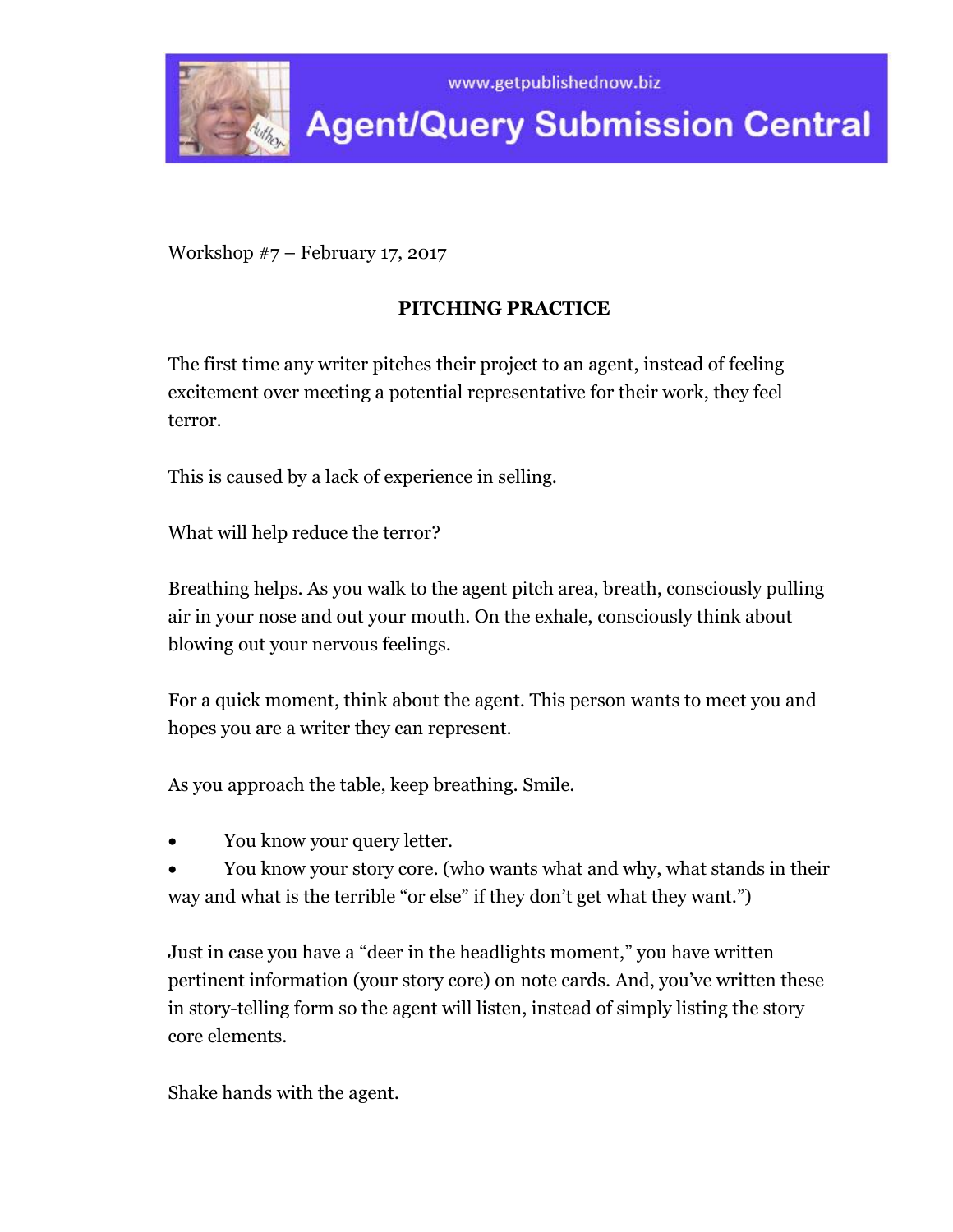www.getpublishednow.biz

# Agent/Query Submission Central

Workshop #7 – February 17, 2017

## PITCHING PRACTICE

The first time any writer pitches their project to an agent, instead of feeling excitement over meeting a potential representative for their work, they feel terror.

This is caused by a lack of experience in selling.

What will help reduce the terror?

Breathing helps. As you walk to the agent pitch area, breath, consciously pulling air in your nose and out your mouth. On the exhale, consciously think about blowing out your nervous feelings.

For a quick moment, think about the agent. This person wants to meet you and hopes you are a writer they can represent.

As you approach the table, keep breathing. Smile.

- You know your query letter.
- You know your story core. (who wants what and why, what stands in their way and what is the terrible "or else" if they don't get what they want.")

Just in case you have a "deer in the headlights moment," you have written pertinent information (your story core) on note cards. And, you've written these in story-telling form so the agent will listen, instead of simply listing the story core elements.

Shake hands with the agent.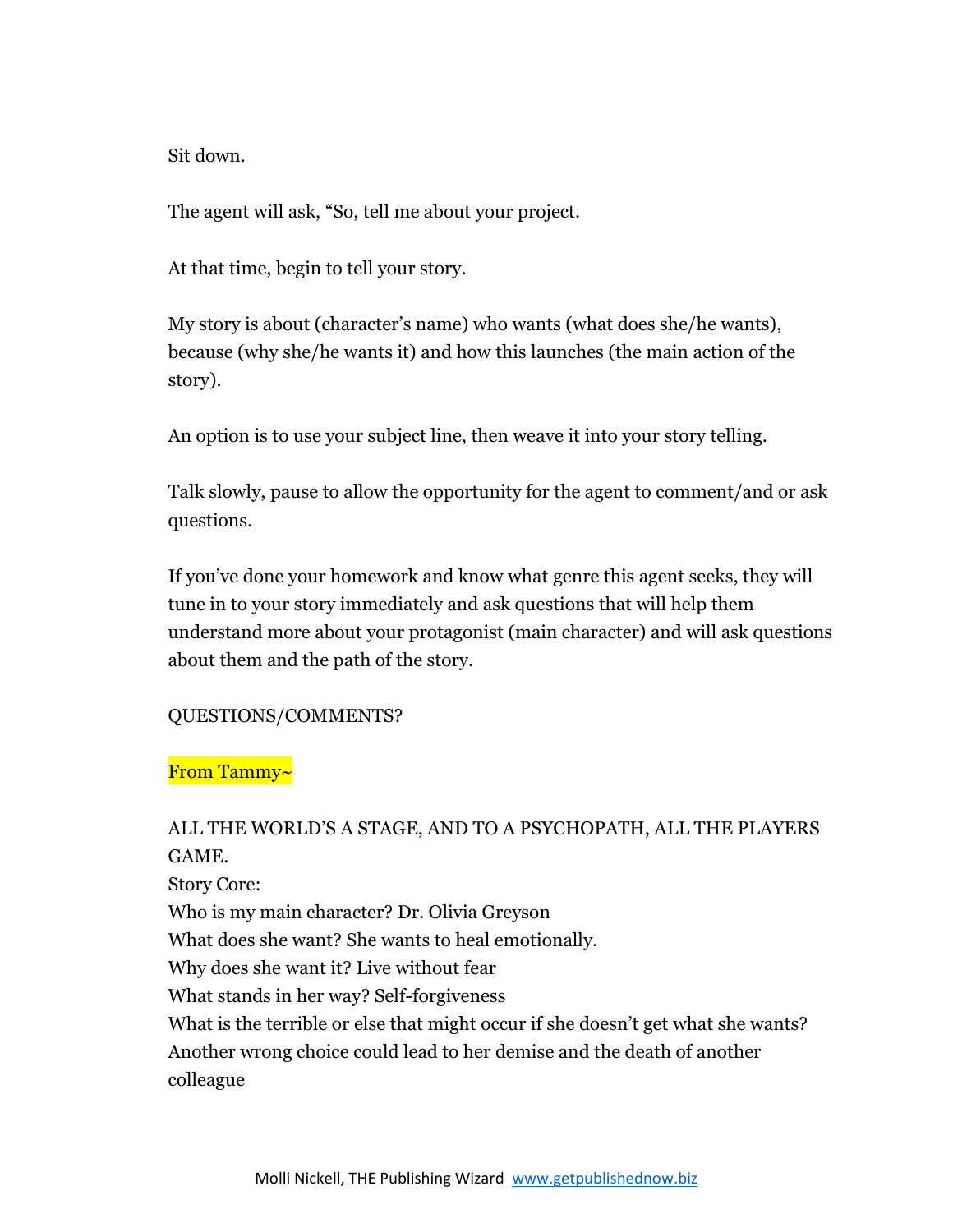Sit down.

The agent will ask, "So, tell me about your project.

At that time, begin to tell your story.

My story is about (character's name) who wants (what does she/he wants), because (why she/he wants it) and how this launches (the main action of the story).

An option is to use your subject line, then weave it into your story telling.

Talk slowly, pause to allow the opportunity for the agent to comment/and or ask questions.

If you've done your homework and know what genre this agent seeks, they will tune in to your story immediately and ask questions that will help them understand more about your protagonist (main character) and will ask questions about them and the path of the story.

QUESTIONS/COMMENTS?

From Tammy~

ALL THE WORLD'S A STAGE, AND TO A PSYCHOPATH, ALL THE PLAYERS GAME.  
Story Core:  
Who is my main character? Dr. Olivia Greyson  
What does she want? She wants to heal emotionally.  
Why does she want it? Live without fear  
What stands in her way? Self-forgiveness  
What is the terrible or else that might occur if she doesn't get what she wants? Another wrong choice could lead to her demise and the death of another colleague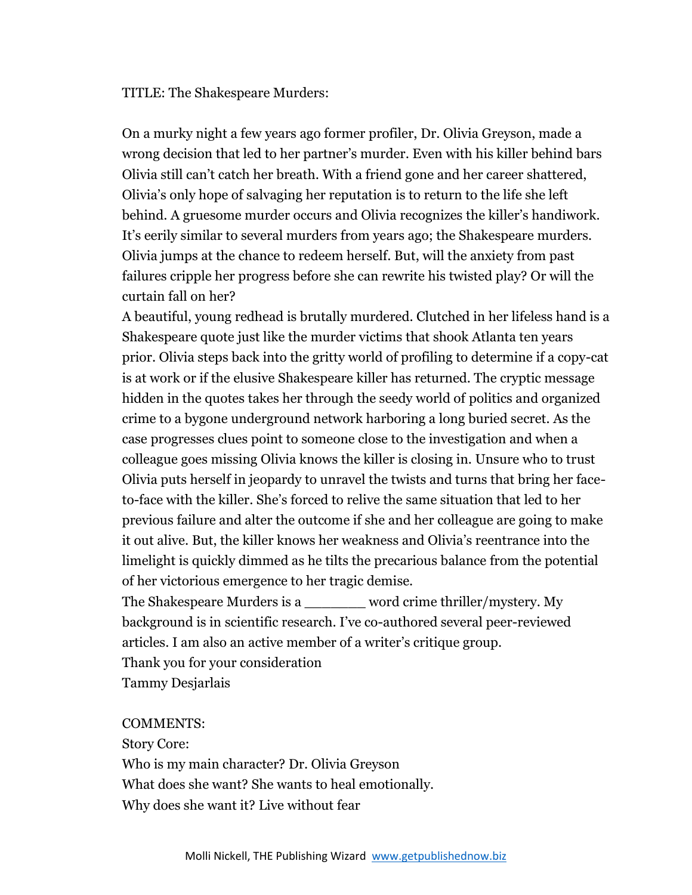TITLE: The Shakespeare Murders:

On a murky night a few years ago former profiler, Dr. Olivia Greyson, made a wrong decision that led to her partner's murder. Even with his killer behind bars Olivia still can't catch her breath. With a friend gone and her career shattered, Olivia's only hope of salvaging her reputation is to return to the life she left behind. A gruesome murder occurs and Olivia recognizes the killer's handiwork. It's eerily similar to several murders from years ago; the Shakespeare murders. Olivia jumps at the chance to redeem herself. But, will the anxiety from past failures cripple her progress before she can rewrite his twisted play? Or will the curtain fall on her?

A beautiful, young redhead is brutally murdered. Clutched in her lifeless hand is a Shakespeare quote just like the murder victims that shook Atlanta ten years prior. Olivia steps back into the gritty world of profiling to determine if a copy-cat is at work or if the elusive Shakespeare killer has returned. The cryptic message hidden in the quotes takes her through the seedy world of politics and organized crime to a bygone underground network harboring a long buried secret. As the case progresses clues point to someone close to the investigation and when a colleague goes missing Olivia knows the killer is closing in. Unsure who to trust Olivia puts herself in jeopardy to unravel the twists and turns that bring her face-to-face with the killer. She's forced to relive the same situation that led to her previous failure and alter the outcome if she and her colleague are going to make it out alive. But, the killer knows her weakness and Olivia's reentrance into the limelight is quickly dimmed as he tilts the precarious balance from the potential of her victorious emergence to her tragic demise.

The Shakespeare Murders is a _______ word crime thriller/mystery. My background is in scientific research. I've co-authored several peer-reviewed articles. I am also an active member of a writer's critique group.

Thank you for your consideration

Tammy Desjarlais

COMMENTS:

Story Core:

Who is my main character? Dr. Olivia Greyson

What does she want? She wants to heal emotionally.

Why does she want it? Live without fear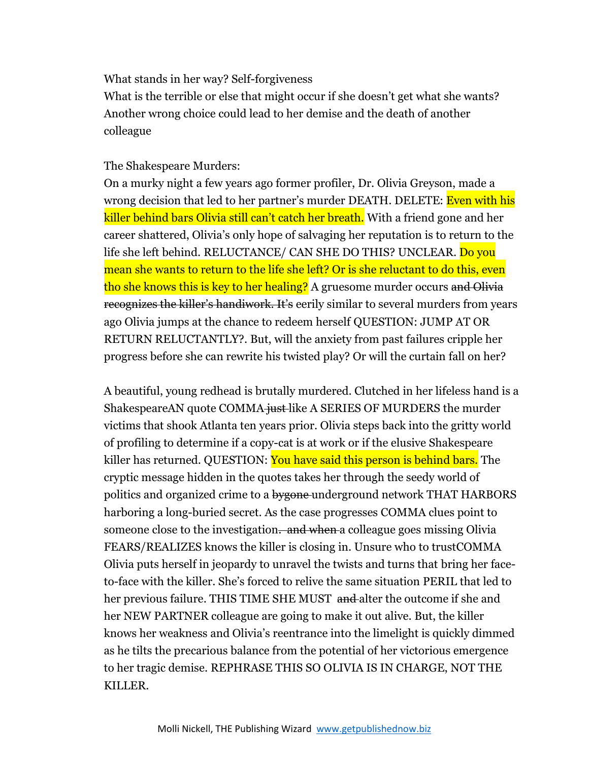What stands in her way? Self-forgiveness

What is the terrible or else that might occur if she doesn't get what she wants? Another wrong choice could lead to her demise and the death of another colleague

The Shakespeare Murders:

On a murky night a few years ago former profiler, Dr. Olivia Greyson, made a wrong decision that led to her partner's murder DEATH. DELETE: Even with his killer behind bars Olivia still can't catch her breath. With a friend gone and her career shattered, Olivia's only hope of salvaging her reputation is to return to the life she left behind. RELUCTANCE/ CAN SHE DO THIS? UNCLEAR. Do you mean she wants to return to the life she left? Or is she reluctant to do this, even tho she knows this is key to her healing? A gruesome murder occurs ~~and Olivia recognizes the killer's handiwork. It's~~ eerily similar to several murders from years ago Olivia jumps at the chance to redeem herself QUESTION: JUMP AT OR RETURN RELUCTANTLY?. But, will the anxiety from past failures cripple her progress before she can rewrite his twisted play? Or will the curtain fall on her?

A beautiful, young redhead is brutally murdered. Clutched in her lifeless hand is a ShakespeareAN quote COMMA ~~just~~ like A SERIES OF MURDERS the murder victims that shook Atlanta ten years prior. Olivia steps back into the gritty world of profiling to determine if a copy-cat is at work or if the elusive Shakespeare killer has returned. QUESTION: You have said this person is behind bars. The cryptic message hidden in the quotes takes her through the seedy world of politics and organized crime to a ~~bygone~~ underground network THAT HARBORS harboring a long-buried secret. As the case progresses COMMA clues point to someone close to the investigation. ~~and when~~ a colleague goes missing Olivia FEARS/REALIZES knows the killer is closing in. Unsure who to trustCOMMA Olivia puts herself in jeopardy to unravel the twists and turns that bring her face-to-face with the killer. She's forced to relive the same situation PERIL that led to her previous failure. THIS TIME SHE MUST ~~and~~ alter the outcome if she and her NEW PARTNER colleague are going to make it out alive. But, the killer knows her weakness and Olivia's reentrance into the limelight is quickly dimmed as he tilts the precarious balance from the potential of her victorious emergence to her tragic demise. REPHRASE THIS SO OLIVIA IS IN CHARGE, NOT THE KILLER.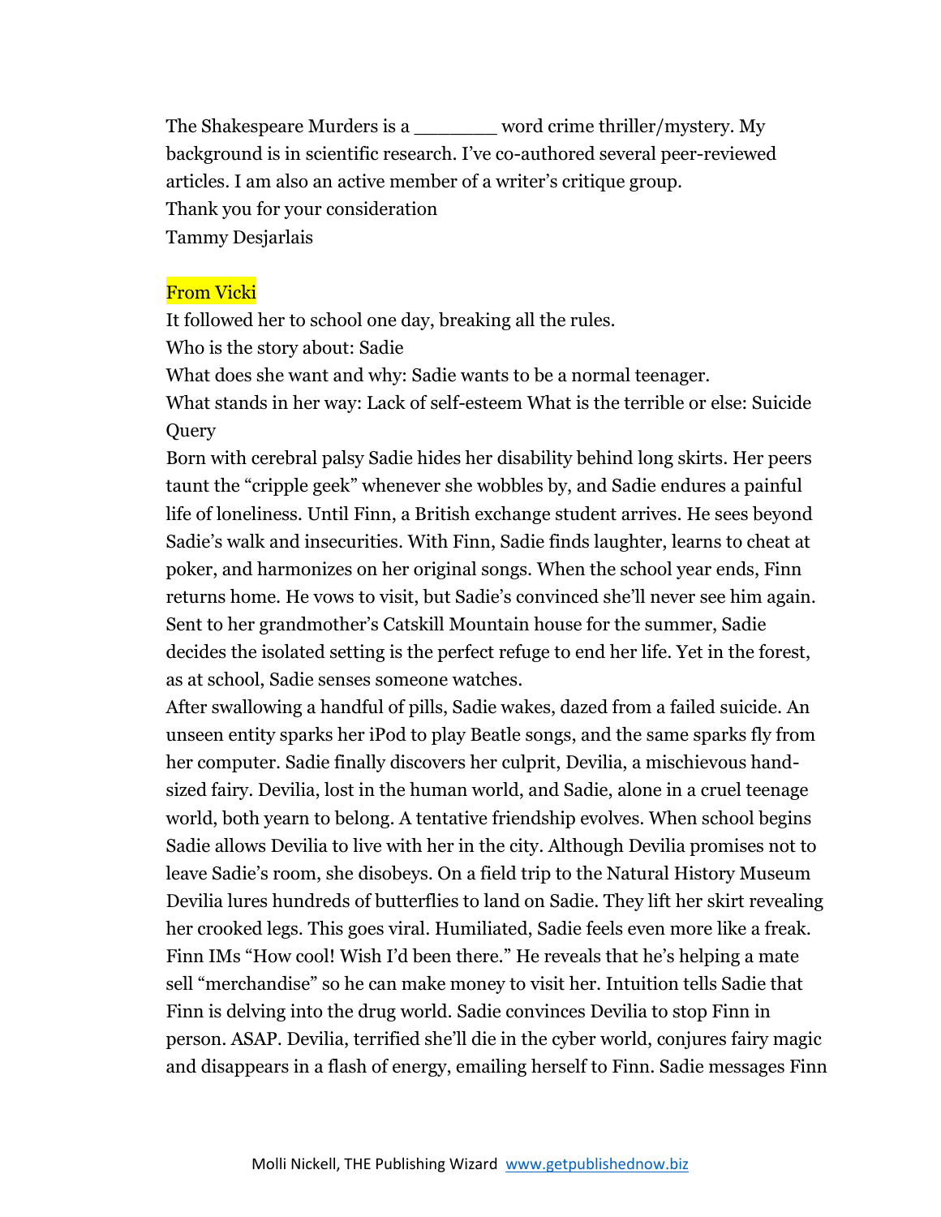The Shakespeare Murders is a _______ word crime thriller/mystery. My background is in scientific research. I've co-authored several peer-reviewed articles. I am also an active member of a writer's critique group.

Thank you for your consideration

Tammy Desjarlais

**From Vicki**

It followed her to school one day, breaking all the rules.

Who is the story about: Sadie

What does she want and why: Sadie wants to be a normal teenager.

What stands in her way: Lack of self-esteem What is the terrible or else: Suicide

Query

Born with cerebral palsy Sadie hides her disability behind long skirts. Her peers taunt the "cripple geek" whenever she wobbles by, and Sadie endures a painful life of loneliness. Until Finn, a British exchange student arrives. He sees beyond Sadie's walk and insecurities. With Finn, Sadie finds laughter, learns to cheat at poker, and harmonizes on her original songs. When the school year ends, Finn returns home. He vows to visit, but Sadie's convinced she'll never see him again. Sent to her grandmother's Catskill Mountain house for the summer, Sadie decides the isolated setting is the perfect refuge to end her life. Yet in the forest, as at school, Sadie senses someone watches.

After swallowing a handful of pills, Sadie wakes, dazed from a failed suicide. An unseen entity sparks her iPod to play Beatle songs, and the same sparks fly from her computer. Sadie finally discovers her culprit, Devilia, a mischievous hand-sized fairy. Devilia, lost in the human world, and Sadie, alone in a cruel teenage world, both yearn to belong. A tentative friendship evolves. When school begins Sadie allows Devilia to live with her in the city. Although Devilia promises not to leave Sadie's room, she disobeys. On a field trip to the Natural History Museum Devilia lures hundreds of butterflies to land on Sadie. They lift her skirt revealing her crooked legs. This goes viral. Humiliated, Sadie feels even more like a freak. Finn IMs "How cool! Wish I'd been there." He reveals that he's helping a mate sell "merchandise" so he can make money to visit her. Intuition tells Sadie that Finn is delving into the drug world. Sadie convinces Devilia to stop Finn in person. ASAP. Devilia, terrified she'll die in the cyber world, conjures fairy magic and disappears in a flash of energy, emailing herself to Finn. Sadie messages Finn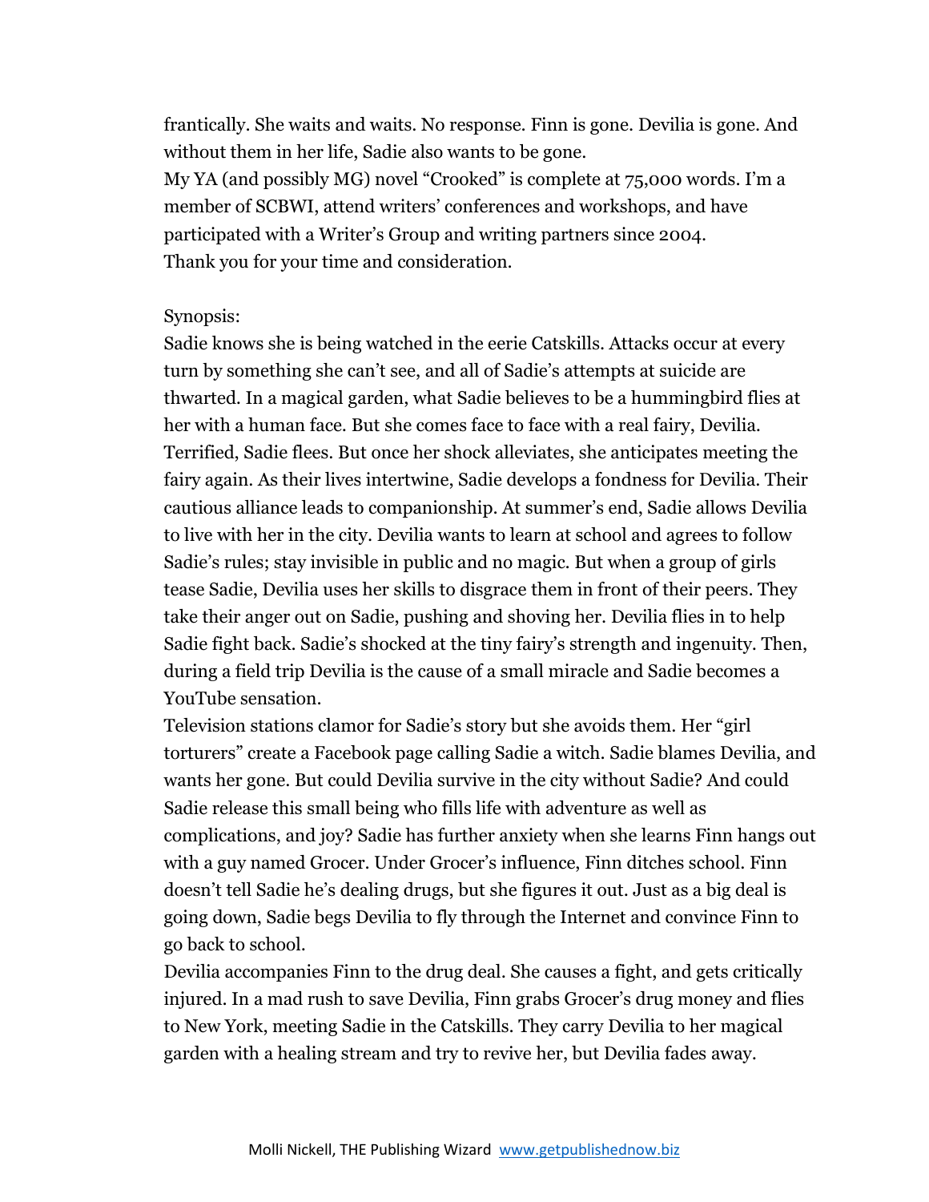frantically. She waits and waits. No response. Finn is gone. Devilia is gone. And without them in her life, Sadie also wants to be gone.

My YA (and possibly MG) novel "Crooked" is complete at 75,000 words. I'm a member of SCBWI, attend writers' conferences and workshops, and have participated with a Writer's Group and writing partners since 2004.

Thank you for your time and consideration.

Synopsis:

Sadie knows she is being watched in the eerie Catskills. Attacks occur at every turn by something she can't see, and all of Sadie's attempts at suicide are thwarted. In a magical garden, what Sadie believes to be a hummingbird flies at her with a human face. But she comes face to face with a real fairy, Devilia. Terrified, Sadie flees. But once her shock alleviates, she anticipates meeting the fairy again. As their lives intertwine, Sadie develops a fondness for Devilia. Their cautious alliance leads to companionship. At summer's end, Sadie allows Devilia to live with her in the city. Devilia wants to learn at school and agrees to follow Sadie's rules; stay invisible in public and no magic. But when a group of girls tease Sadie, Devilia uses her skills to disgrace them in front of their peers. They take their anger out on Sadie, pushing and shoving her. Devilia flies in to help Sadie fight back. Sadie's shocked at the tiny fairy's strength and ingenuity. Then, during a field trip Devilia is the cause of a small miracle and Sadie becomes a YouTube sensation.

Television stations clamor for Sadie's story but she avoids them. Her "girl torturers" create a Facebook page calling Sadie a witch. Sadie blames Devilia, and wants her gone. But could Devilia survive in the city without Sadie? And could Sadie release this small being who fills life with adventure as well as complications, and joy? Sadie has further anxiety when she learns Finn hangs out with a guy named Grocer. Under Grocer's influence, Finn ditches school. Finn doesn't tell Sadie he's dealing drugs, but she figures it out. Just as a big deal is going down, Sadie begs Devilia to fly through the Internet and convince Finn to go back to school.

Devilia accompanies Finn to the drug deal. She causes a fight, and gets critically injured. In a mad rush to save Devilia, Finn grabs Grocer's drug money and flies to New York, meeting Sadie in the Catskills. They carry Devilia to her magical garden with a healing stream and try to revive her, but Devilia fades away.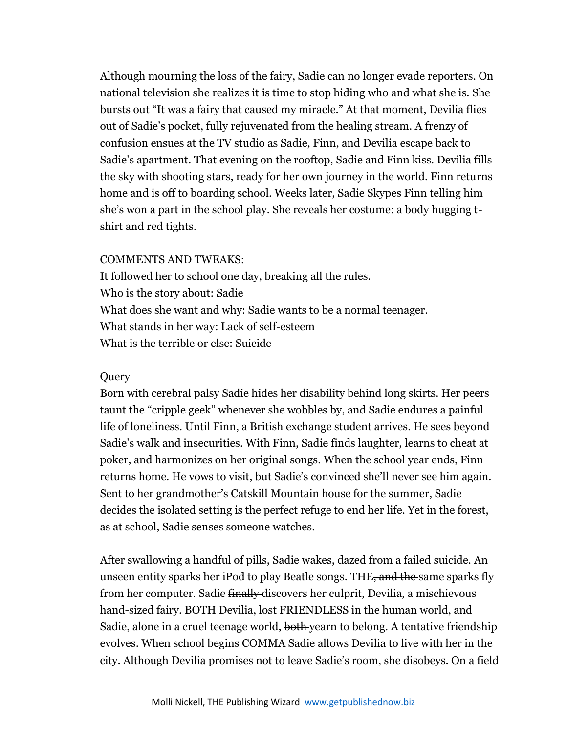Although mourning the loss of the fairy, Sadie can no longer evade reporters. On national television she realizes it is time to stop hiding who and what she is. She bursts out "It was a fairy that caused my miracle." At that moment, Devilia flies out of Sadie's pocket, fully rejuvenated from the healing stream. A frenzy of confusion ensues at the TV studio as Sadie, Finn, and Devilia escape back to Sadie's apartment. That evening on the rooftop, Sadie and Finn kiss. Devilia fills the sky with shooting stars, ready for her own journey in the world. Finn returns home and is off to boarding school. Weeks later, Sadie Skypes Finn telling him she's won a part in the school play. She reveals her costume: a body hugging t-shirt and red tights.

COMMENTS AND TWEAKS:
It followed her to school one day, breaking all the rules.
Who is the story about: Sadie
What does she want and why: Sadie wants to be a normal teenager.
What stands in her way: Lack of self-esteem
What is the terrible or else: Suicide

Query
Born with cerebral palsy Sadie hides her disability behind long skirts. Her peers taunt the "cripple geek" whenever she wobbles by, and Sadie endures a painful life of loneliness. Until Finn, a British exchange student arrives. He sees beyond Sadie's walk and insecurities. With Finn, Sadie finds laughter, learns to cheat at poker, and harmonizes on her original songs. When the school year ends, Finn returns home. He vows to visit, but Sadie's convinced she'll never see him again. Sent to her grandmother's Catskill Mountain house for the summer, Sadie decides the isolated setting is the perfect refuge to end her life. Yet in the forest, as at school, Sadie senses someone watches.

After swallowing a handful of pills, Sadie wakes, dazed from a failed suicide. An unseen entity sparks her iPod to play Beatle songs. THE~~, and the~~ same sparks fly from her computer. Sadie ~~finally~~ discovers her culprit, Devilia, a mischievous hand-sized fairy. BOTH Devilia, lost FRIENDLESS in the human world, and Sadie, alone in a cruel teenage world, ~~both~~ yearn to belong. A tentative friendship evolves. When school begins COMMA Sadie allows Devilia to live with her in the city. Although Devilia promises not to leave Sadie's room, she disobeys. On a field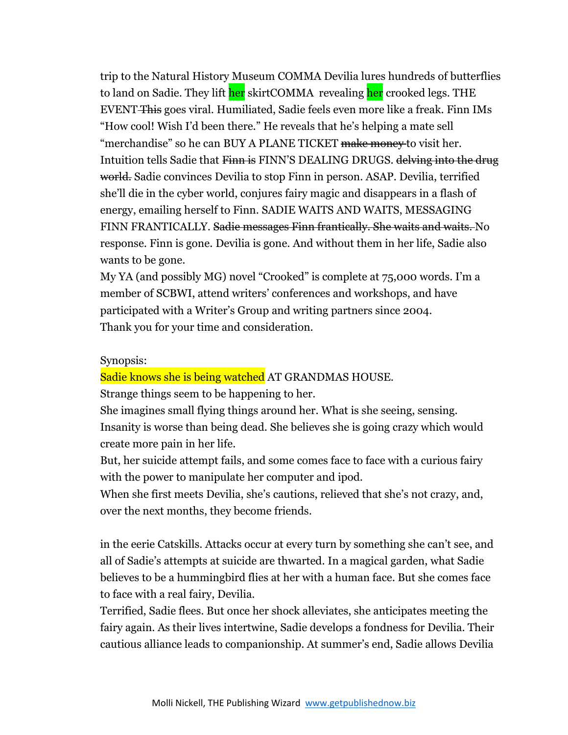trip to the Natural History Museum COMMA Devilia lures hundreds of butterflies to land on Sadie. They lift her skirtCOMMA revealing her crooked legs. THE EVENT ~~This~~ goes viral. Humiliated, Sadie feels even more like a freak. Finn IMs "How cool! Wish I'd been there." He reveals that he's helping a mate sell "merchandise" so he can BUY A PLANE TICKET ~~make money~~ to visit her. Intuition tells Sadie that ~~Finn is~~ FINN'S DEALING DRUGS. ~~delving into the drug world.~~ Sadie convinces Devilia to stop Finn in person. ASAP. Devilia, terrified she'll die in the cyber world, conjures fairy magic and disappears in a flash of energy, emailing herself to Finn. SADIE WAITS AND WAITS, MESSAGING FINN FRANTICALLY. ~~Sadie messages Finn frantically. She waits and waits.~~ No response. Finn is gone. Devilia is gone. And without them in her life, Sadie also wants to be gone.

My YA (and possibly MG) novel "Crooked" is complete at 75,000 words. I'm a member of SCBWI, attend writers' conferences and workshops, and have participated with a Writer's Group and writing partners since 2004.

Thank you for your time and consideration.

Synopsis:

Sadie knows she is being watched AT GRANDMAS HOUSE.

Strange things seem to be happening to her.

She imagines small flying things around her. What is she seeing, sensing.

Insanity is worse than being dead. She believes she is going crazy which would create more pain in her life.

But, her suicide attempt fails, and some comes face to face with a curious fairy with the power to manipulate her computer and ipod.

When she first meets Devilia, she's cautions, relieved that she's not crazy, and, over the next months, they become friends.

in the eerie Catskills. Attacks occur at every turn by something she can't see, and all of Sadie's attempts at suicide are thwarted. In a magical garden, what Sadie believes to be a hummingbird flies at her with a human face. But she comes face to face with a real fairy, Devilia.

Terrified, Sadie flees. But once her shock alleviates, she anticipates meeting the fairy again. As their lives intertwine, Sadie develops a fondness for Devilia. Their cautious alliance leads to companionship. At summer's end, Sadie allows Devilia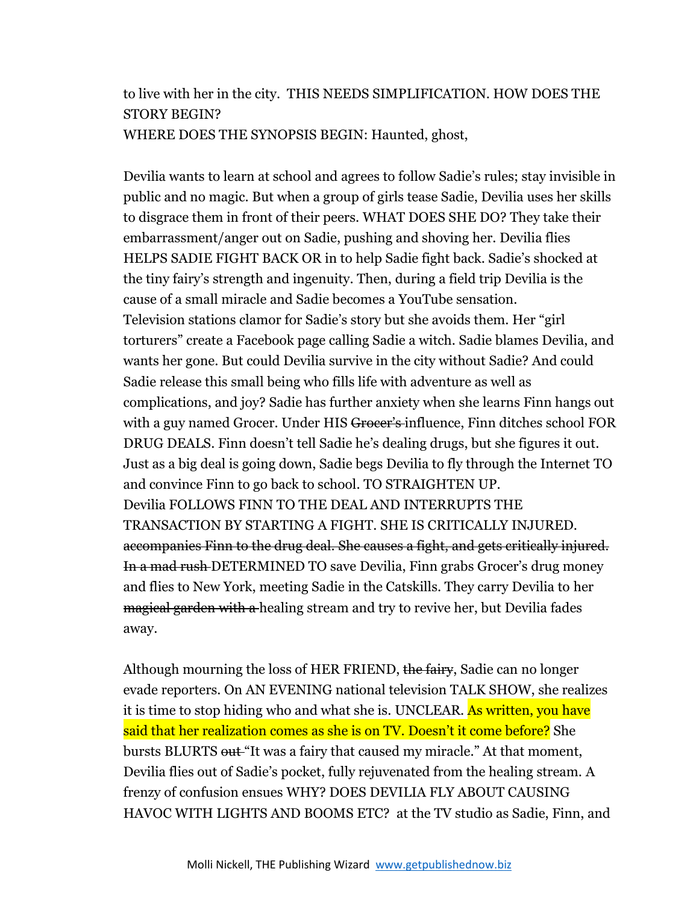to live with her in the city. THIS NEEDS SIMPLIFICATION. HOW DOES THE STORY BEGIN?
WHERE DOES THE SYNOPSIS BEGIN: Haunted, ghost,

Devilia wants to learn at school and agrees to follow Sadie's rules; stay invisible in public and no magic. But when a group of girls tease Sadie, Devilia uses her skills to disgrace them in front of their peers. WHAT DOES SHE DO? They take their embarrassment/anger out on Sadie, pushing and shoving her. Devilia flies HELPS SADIE FIGHT BACK OR in to help Sadie fight back. Sadie's shocked at the tiny fairy's strength and ingenuity. Then, during a field trip Devilia is the cause of a small miracle and Sadie becomes a YouTube sensation. Television stations clamor for Sadie's story but she avoids them. Her "girl torturers" create a Facebook page calling Sadie a witch. Sadie blames Devilia, and wants her gone. But could Devilia survive in the city without Sadie? And could Sadie release this small being who fills life with adventure as well as complications, and joy? Sadie has further anxiety when she learns Finn hangs out with a guy named Grocer. Under HIS ~~Grocer's~~ influence, Finn ditches school FOR DRUG DEALS. Finn doesn't tell Sadie he's dealing drugs, but she figures it out. Just as a big deal is going down, Sadie begs Devilia to fly through the Internet TO and convince Finn to go back to school. TO STRAIGHTEN UP.
Devilia FOLLOWS FINN TO THE DEAL AND INTERRUPTS THE TRANSACTION BY STARTING A FIGHT. SHE IS CRITICALLY INJURED. ~~accompanies Finn to the drug deal. She causes a fight, and gets critically injured. In a mad rush~~ DETERMINED TO save Devilia, Finn grabs Grocer's drug money and flies to New York, meeting Sadie in the Catskills. They carry Devilia to her ~~magical garden with a~~ healing stream and try to revive her, but Devilia fades away.

Although mourning the loss of HER FRIEND, ~~the fairy~~, Sadie can no longer evade reporters. On AN EVENING national television TALK SHOW, she realizes it is time to stop hiding who and what she is. UNCLEAR. As written, you have said that her realization comes as she is on TV. Doesn't it come before? She bursts BLURTS ~~out~~ "It was a fairy that caused my miracle." At that moment, Devilia flies out of Sadie's pocket, fully rejuvenated from the healing stream. A frenzy of confusion ensues WHY? DOES DEVILIA FLY ABOUT CAUSING HAVOC WITH LIGHTS AND BOOMS ETC? at the TV studio as Sadie, Finn, and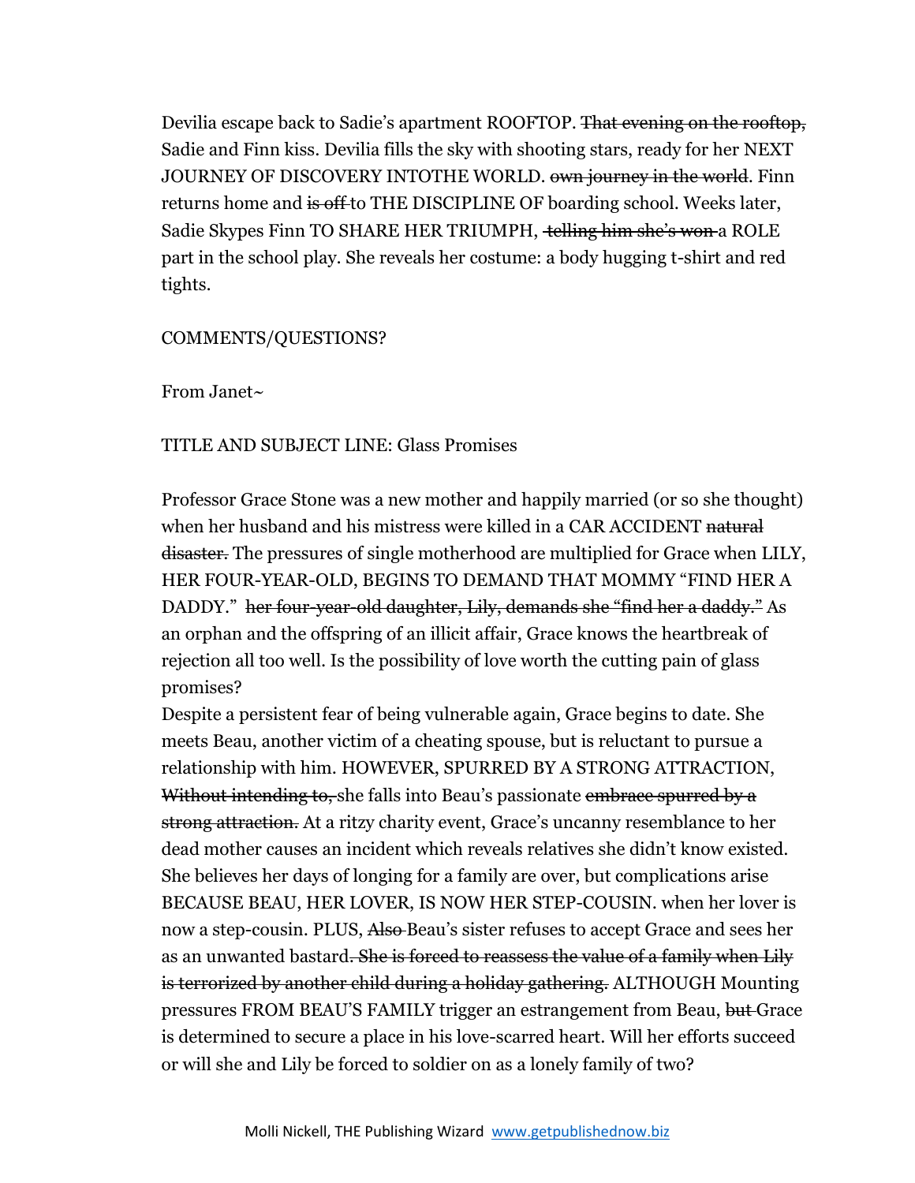Devilia escape back to Sadie's apartment ROOFTOP. ~~That evening on the rooftop,~~ Sadie and Finn kiss. Devilia fills the sky with shooting stars, ready for her NEXT JOURNEY OF DISCOVERY INTOTHE WORLD. ~~own journey in the world~~. Finn returns home and ~~is off~~ to THE DISCIPLINE OF boarding school. Weeks later, Sadie Skypes Finn TO SHARE HER TRIUMPH, ~~telling him she's won~~ a ROLE part in the school play. She reveals her costume: a body hugging t-shirt and red tights.

COMMENTS/QUESTIONS?

From Janet~

TITLE AND SUBJECT LINE: Glass Promises

Professor Grace Stone was a new mother and happily married (or so she thought) when her husband and his mistress were killed in a CAR ACCIDENT ~~natural disaster.~~ The pressures of single motherhood are multiplied for Grace when LILY, HER FOUR-YEAR-OLD, BEGINS TO DEMAND THAT MOMMY "FIND HER A DADDY." ~~her four-year-old daughter, Lily, demands she "find her a daddy."~~ As an orphan and the offspring of an illicit affair, Grace knows the heartbreak of rejection all too well. Is the possibility of love worth the cutting pain of glass promises?

Despite a persistent fear of being vulnerable again, Grace begins to date. She meets Beau, another victim of a cheating spouse, but is reluctant to pursue a relationship with him. HOWEVER, SPURRED BY A STRONG ATTRACTION, ~~Without intending to,~~ she falls into Beau's passionate ~~embrace spurred by a strong attraction.~~ At a ritzy charity event, Grace's uncanny resemblance to her dead mother causes an incident which reveals relatives she didn't know existed. She believes her days of longing for a family are over, but complications arise BECAUSE BEAU, HER LOVER, IS NOW HER STEP-COUSIN. when her lover is now a step-cousin. PLUS, ~~Also~~ Beau's sister refuses to accept Grace and sees her as an unwanted bastard~~. She is forced to reassess the value of a family when Lily is terrorized by another child during a holiday gathering.~~ ALTHOUGH Mounting pressures FROM BEAU'S FAMILY trigger an estrangement from Beau, ~~but~~ Grace is determined to secure a place in his love-scarred heart. Will her efforts succeed or will she and Lily be forced to soldier on as a lonely family of two?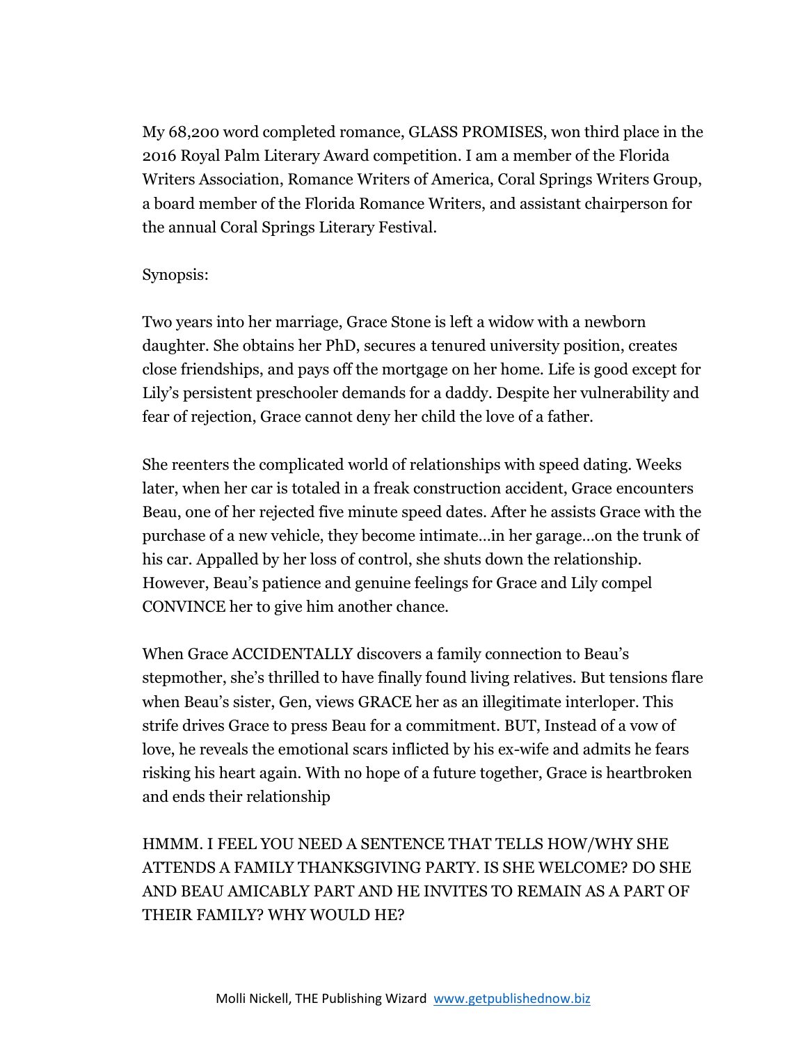My 68,200 word completed romance, GLASS PROMISES, won third place in the 2016 Royal Palm Literary Award competition. I am a member of the Florida Writers Association, Romance Writers of America, Coral Springs Writers Group, a board member of the Florida Romance Writers, and assistant chairperson for the annual Coral Springs Literary Festival.

Synopsis:

Two years into her marriage, Grace Stone is left a widow with a newborn daughter. She obtains her PhD, secures a tenured university position, creates close friendships, and pays off the mortgage on her home. Life is good except for Lily's persistent preschooler demands for a daddy. Despite her vulnerability and fear of rejection, Grace cannot deny her child the love of a father.

She reenters the complicated world of relationships with speed dating. Weeks later, when her car is totaled in a freak construction accident, Grace encounters Beau, one of her rejected five minute speed dates. After he assists Grace with the purchase of a new vehicle, they become intimate…in her garage…on the trunk of his car. Appalled by her loss of control, she shuts down the relationship. However, Beau's patience and genuine feelings for Grace and Lily compel CONVINCE her to give him another chance.

When Grace ACCIDENTALLY discovers a family connection to Beau's stepmother, she's thrilled to have finally found living relatives. But tensions flare when Beau's sister, Gen, views GRACE her as an illegitimate interloper. This strife drives Grace to press Beau for a commitment. BUT, Instead of a vow of love, he reveals the emotional scars inflicted by his ex-wife and admits he fears risking his heart again. With no hope of a future together, Grace is heartbroken and ends their relationship

HMMM. I FEEL YOU NEED A SENTENCE THAT TELLS HOW/WHY SHE ATTENDS A FAMILY THANKSGIVING PARTY. IS SHE WELCOME? DO SHE AND BEAU AMICABLY PART AND HE INVITES TO REMAIN AS A PART OF THEIR FAMILY? WHY WOULD HE?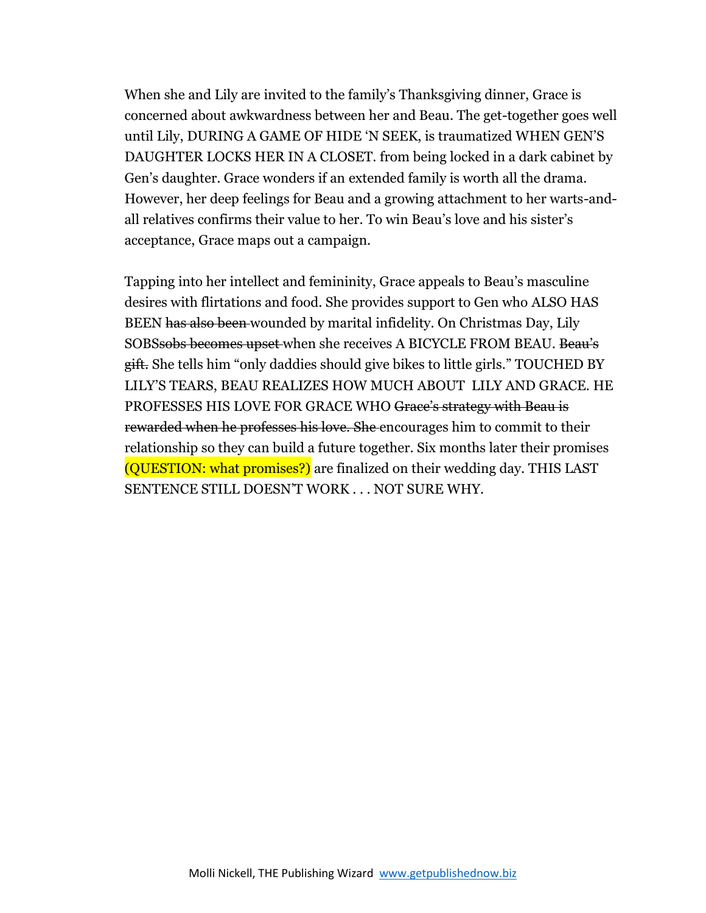When she and Lily are invited to the family's Thanksgiving dinner, Grace is concerned about awkwardness between her and Beau. The get-together goes well until Lily, DURING A GAME OF HIDE 'N SEEK, is traumatized WHEN GEN'S DAUGHTER LOCKS HER IN A CLOSET. from being locked in a dark cabinet by Gen's daughter. Grace wonders if an extended family is worth all the drama. However, her deep feelings for Beau and a growing attachment to her warts-and-all relatives confirms their value to her. To win Beau's love and his sister's acceptance, Grace maps out a campaign.

Tapping into her intellect and femininity, Grace appeals to Beau's masculine desires with flirtations and food. She provides support to Gen who ALSO HAS BEEN ~~has also been~~ wounded by marital infidelity. On Christmas Day, Lily SOBS~~sobs becomes upset~~ when she receives A BICYCLE FROM BEAU. ~~Beau's gift.~~ She tells him "only daddies should give bikes to little girls." TOUCHED BY LILY'S TEARS, BEAU REALIZES HOW MUCH ABOUT LILY AND GRACE. HE PROFESSES HIS LOVE FOR GRACE WHO ~~Grace's strategy with Beau is rewarded when he professes his love. She~~ encourages him to commit to their relationship so they can build a future together. Six months later their promises (QUESTION: what promises?) are finalized on their wedding day. THIS LAST SENTENCE STILL DOESN'T WORK . . . NOT SURE WHY.